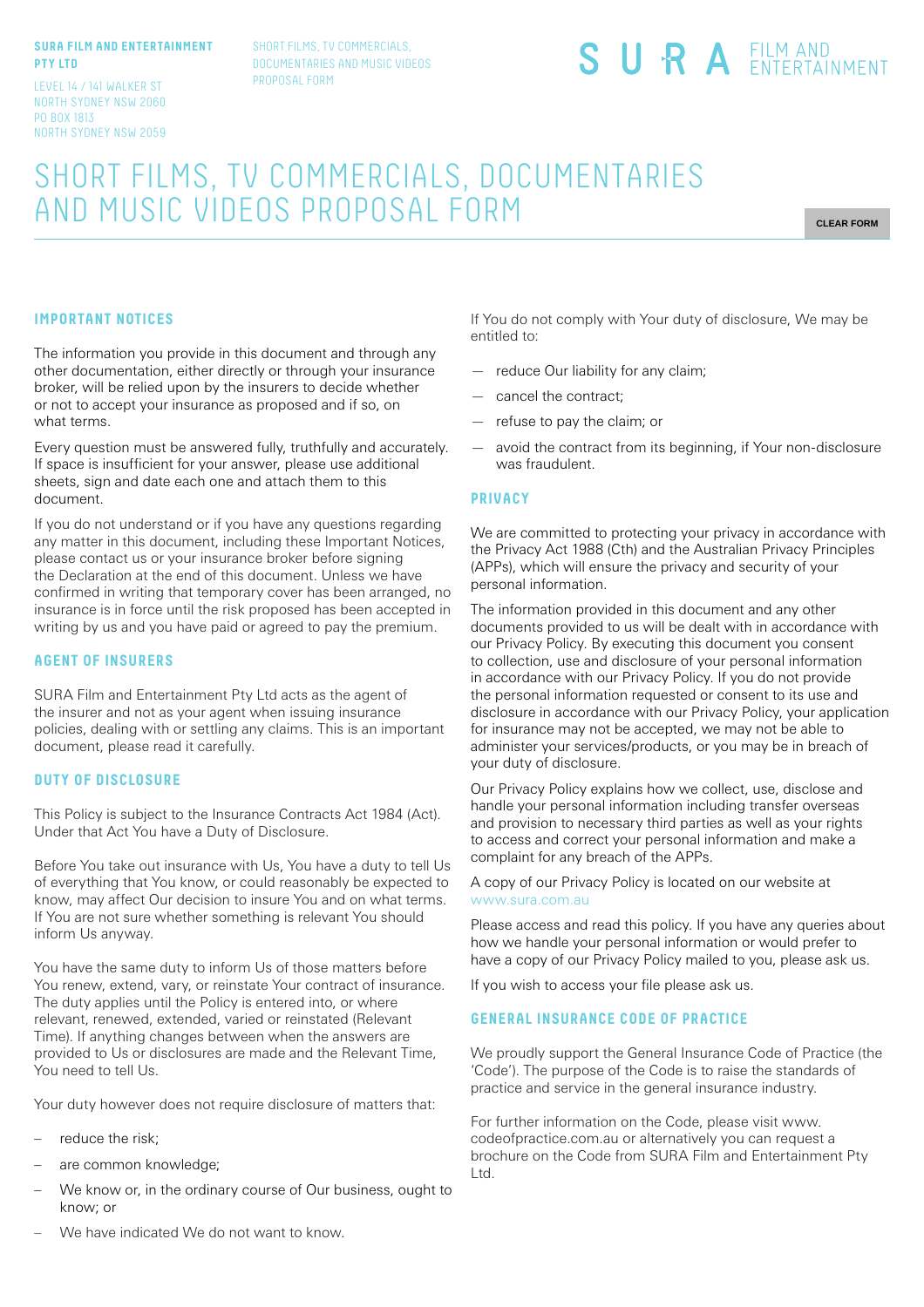**SURA FILM AND ENTERTAINMENT PTY LTD**

LEVEL 14 / 141 WALKER ST
NORTH SYDNEY NSW 2060
PO BOX 1813
NORTH SYDNEY NSW 2059

SHORT FILMS, TV COMMERCIALS, DOCUMENTARIES AND MUSIC VIDEOS PROPOSAL FORM

SURA FILM AND ENTERTAINMENT

# SHORT FILMS, TV COMMERCIALS, DOCUMENTARIES AND MUSIC VIDEOS PROPOSAL FORM

CLEAR FORM

## IMPORTANT NOTICES

The information you provide in this document and through any other documentation, either directly or through your insurance broker, will be relied upon by the insurers to decide whether or not to accept your insurance as proposed and if so, on what terms.

Every question must be answered fully, truthfully and accurately. If space is insufficient for your answer, please use additional sheets, sign and date each one and attach them to this document.

If you do not understand or if you have any questions regarding any matter in this document, including these Important Notices, please contact us or your insurance broker before signing the Declaration at the end of this document. Unless we have confirmed in writing that temporary cover has been arranged, no insurance is in force until the risk proposed has been accepted in writing by us and you have paid or agreed to pay the premium.

## AGENT OF INSURERS

SURA Film and Entertainment Pty Ltd acts as the agent of the insurer and not as your agent when issuing insurance policies, dealing with or settling any claims. This is an important document, please read it carefully.

## DUTY OF DISCLOSURE

This Policy is subject to the Insurance Contracts Act 1984 (Act). Under that Act You have a Duty of Disclosure.

Before You take out insurance with Us, You have a duty to tell Us of everything that You know, or could reasonably be expected to know, may affect Our decision to insure You and on what terms. If You are not sure whether something is relevant You should inform Us anyway.

You have the same duty to inform Us of those matters before You renew, extend, vary, or reinstate Your contract of insurance. The duty applies until the Policy is entered into, or where relevant, renewed, extended, varied or reinstated (Relevant Time). If anything changes between when the answers are provided to Us or disclosures are made and the Relevant Time, You need to tell Us.

Your duty however does not require disclosure of matters that:

- reduce the risk;
- are common knowledge;
- We know or, in the ordinary course of Our business, ought to know; or
- We have indicated We do not want to know.

If You do not comply with Your duty of disclosure, We may be entitled to:

- reduce Our liability for any claim;
- cancel the contract;
- refuse to pay the claim; or
- avoid the contract from its beginning, if Your non-disclosure was fraudulent.

## PRIVACY

We are committed to protecting your privacy in accordance with the Privacy Act 1988 (Cth) and the Australian Privacy Principles (APPs), which will ensure the privacy and security of your personal information.

The information provided in this document and any other documents provided to us will be dealt with in accordance with our Privacy Policy. By executing this document you consent to collection, use and disclosure of your personal information in accordance with our Privacy Policy. If you do not provide the personal information requested or consent to its use and disclosure in accordance with our Privacy Policy, your application for insurance may not be accepted, we may not be able to administer your services/products, or you may be in breach of your duty of disclosure.

Our Privacy Policy explains how we collect, use, disclose and handle your personal information including transfer overseas and provision to necessary third parties as well as your rights to access and correct your personal information and make a complaint for any breach of the APPs.

A copy of our Privacy Policy is located on our website at www.sura.com.au

Please access and read this policy. If you have any queries about how we handle your personal information or would prefer to have a copy of our Privacy Policy mailed to you, please ask us.

If you wish to access your file please ask us.

## GENERAL INSURANCE CODE OF PRACTICE

We proudly support the General Insurance Code of Practice (the 'Code'). The purpose of the Code is to raise the standards of practice and service in the general insurance industry.

For further information on the Code, please visit www.codeofpractice.com.au or alternatively you can request a brochure on the Code from SURA Film and Entertainment Pty Ltd.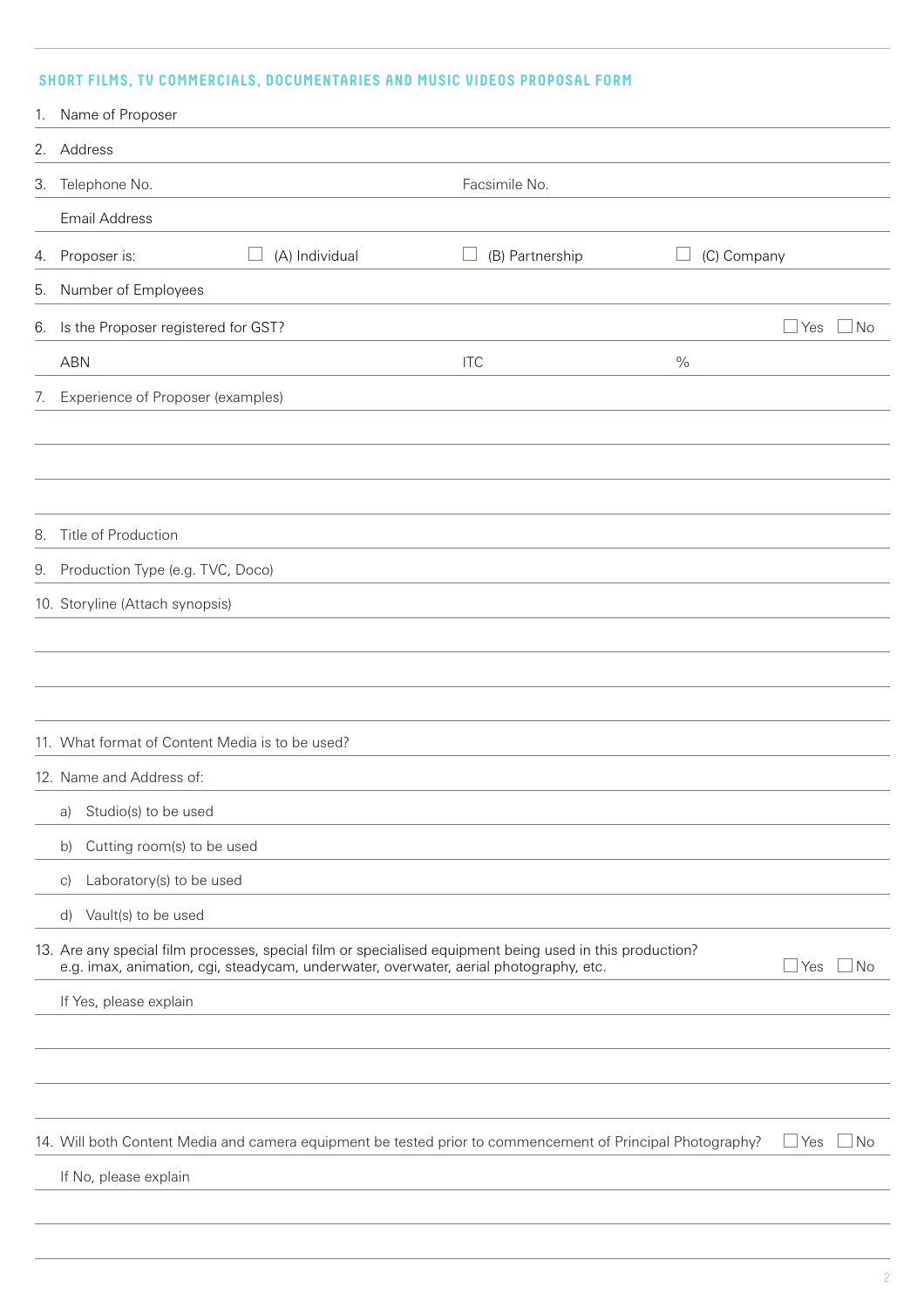## SHORT FILMS, TV COMMERCIALS, DOCUMENTARIES AND MUSIC VIDEOS PROPOSAL FORM

1. Name of Proposer
2. Address
3. Telephone No. Facsimile No.

   Email Address
4. Proposer is: ☐ (A) Individual ☐ (B) Partnership ☐ (C) Company
5. Number of Employees
6. Is the Proposer registered for GST? ☐ Yes ☐ No

   ABN ITC %
7. Experience of Proposer (examples)

8. Title of Production
9. Production Type (e.g. TVC, Doco)
10. Storyline (Attach synopsis)

11. What format of Content Media is to be used?
12. Name and Address of:
    a) Studio(s) to be used
    b) Cutting room(s) to be used
    c) Laboratory(s) to be used
    d) Vault(s) to be used
13. Are any special film processes, special film or specialised equipment being used in this production? e.g. imax, animation, cgi, steadycam, underwater, overwater, aerial photography, etc. ☐ Yes ☐ No

    If Yes, please explain

14. Will both Content Media and camera equipment be tested prior to commencement of Principal Photography? ☐ Yes ☐ No

    If No, please explain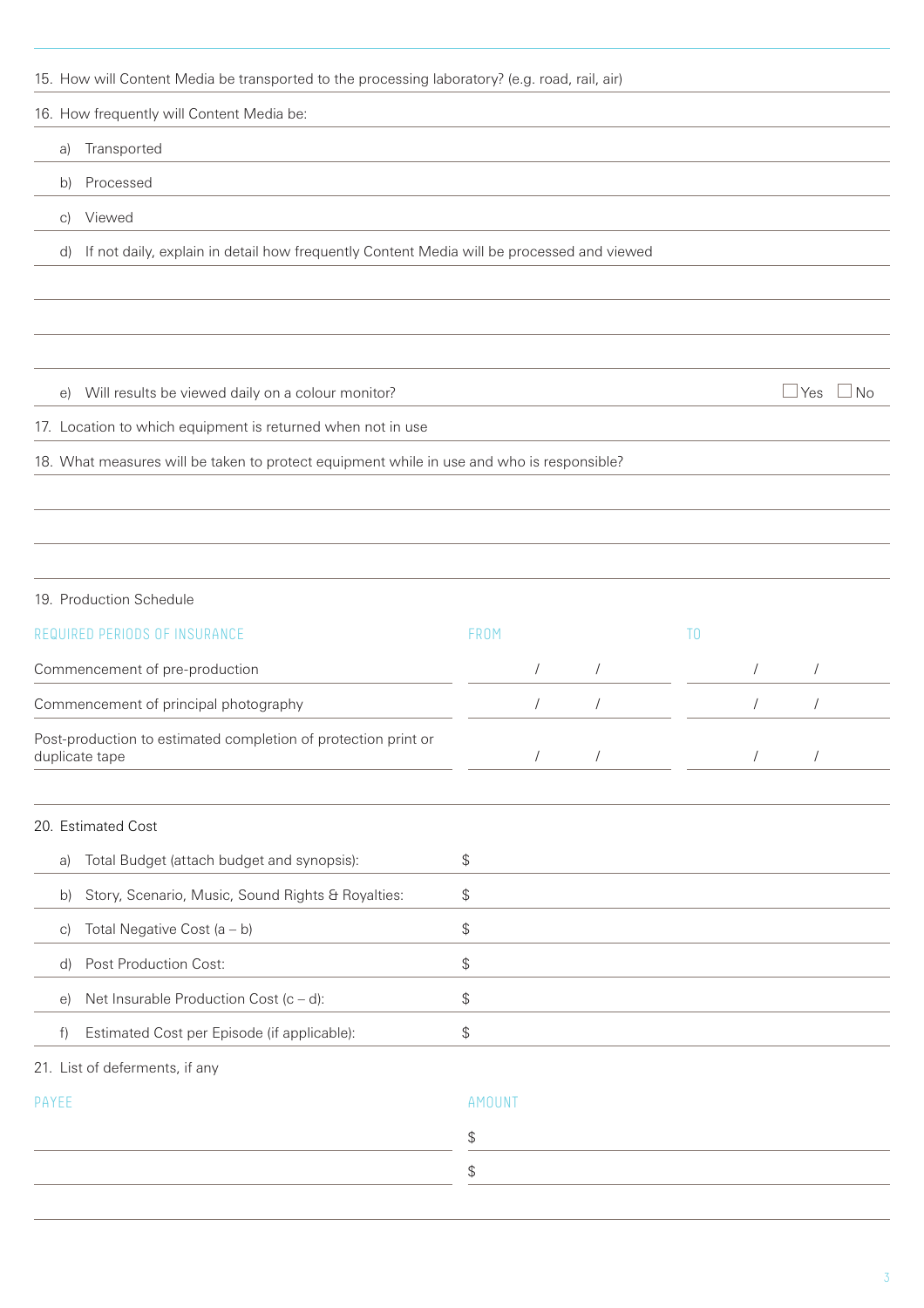15. How will Content Media be transported to the processing laboratory? (e.g. road, rail, air)

16. How frequently will Content Media be:

a) Transported

b) Processed

c) Viewed

d) If not daily, explain in detail how frequently Content Media will be processed and viewed

e) Will results be viewed daily on a colour monitor? ☐ Yes ☐ No

17. Location to which equipment is returned when not in use

18. What measures will be taken to protect equipment while in use and who is responsible?

19. Production Schedule

| REQUIRED PERIODS OF INSURANCE | FROM | TO |
|---|---|---|
| Commencement of pre-production | / / | / / |
| Commencement of principal photography | / / | / / |
| Post-production to estimated completion of protection print or duplicate tape | / / | / / |

20. Estimated Cost

| | |
|---|---|
| a) Total Budget (attach budget and synopsis): | $ |
| b) Story, Scenario, Music, Sound Rights & Royalties: | $ |
| c) Total Negative Cost (a – b) | $ |
| d) Post Production Cost: | $ |
| e) Net Insurable Production Cost (c – d): | $ |
| f) Estimated Cost per Episode (if applicable): | $ |

21. List of deferments, if any

| PAYEE | AMOUNT |
|---|---|
| | $ |
| | $ |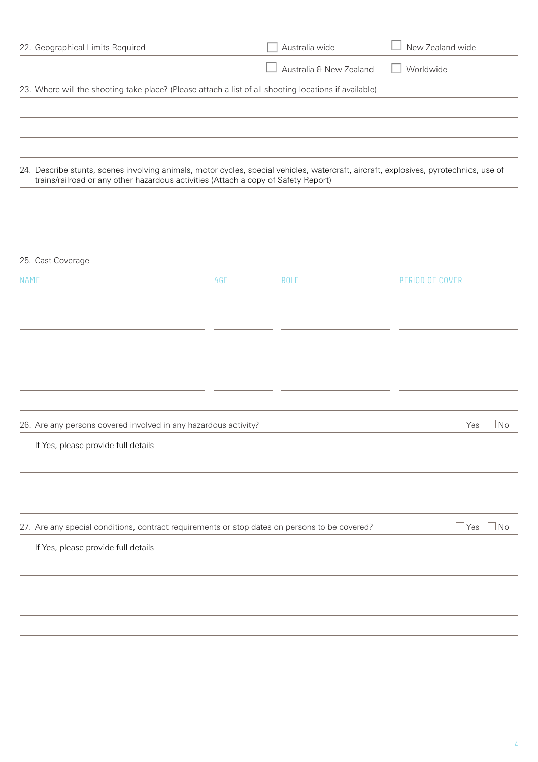22. Geographical Limits Required

- ☐ Australia wide
- ☐ New Zealand wide
- ☐ Australia & New Zealand
- ☐ Worldwide

23. Where will the shooting take place? (Please attach a list of all shooting locations if available)

24. Describe stunts, scenes involving animals, motor cycles, special vehicles, watercraft, aircraft, explosives, pyrotechnics, use of trains/railroad or any other hazardous activities (Attach a copy of Safety Report)

25. Cast Coverage

| NAME | AGE | ROLE | PERIOD OF COVER |
| --- | --- | --- | --- |
| | | | |
| | | | |
| | | | |
| | | | |
| | | | |

26. Are any persons covered involved in any hazardous activity? ☐ Yes ☐ No

If Yes, please provide full details

27. Are any special conditions, contract requirements or stop dates on persons to be covered? ☐ Yes ☐ No

If Yes, please provide full details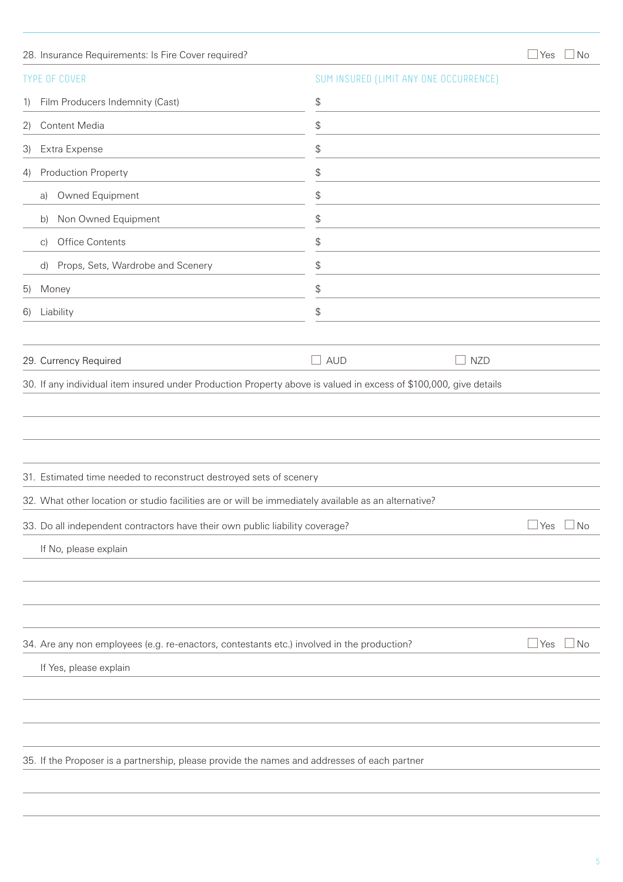28. Insurance Requirements: Is Fire Cover required? ☐ Yes ☐ No

| TYPE OF COVER | SUM INSURED (LIMIT ANY ONE OCCURRENCE) |
|---|---|
| 1) Film Producers Indemnity (Cast) | $ |
| 2) Content Media | $ |
| 3) Extra Expense | $ |
| 4) Production Property | $ |
| a) Owned Equipment | $ |
| b) Non Owned Equipment | $ |
| c) Office Contents | $ |
| d) Props, Sets, Wardrobe and Scenery | $ |
| 5) Money | $ |
| 6) Liability | $ |

29. Currency Required ☐ AUD ☐ NZD

30. If any individual item insured under Production Property above is valued in excess of $100,000, give details

31. Estimated time needed to reconstruct destroyed sets of scenery

32. What other location or studio facilities are or will be immediately available as an alternative?

33. Do all independent contractors have their own public liability coverage? ☐ Yes ☐ No

If No, please explain

34. Are any non employees (e.g. re-enactors, contestants etc.) involved in the production? ☐ Yes ☐ No

If Yes, please explain

35. If the Proposer is a partnership, please provide the names and addresses of each partner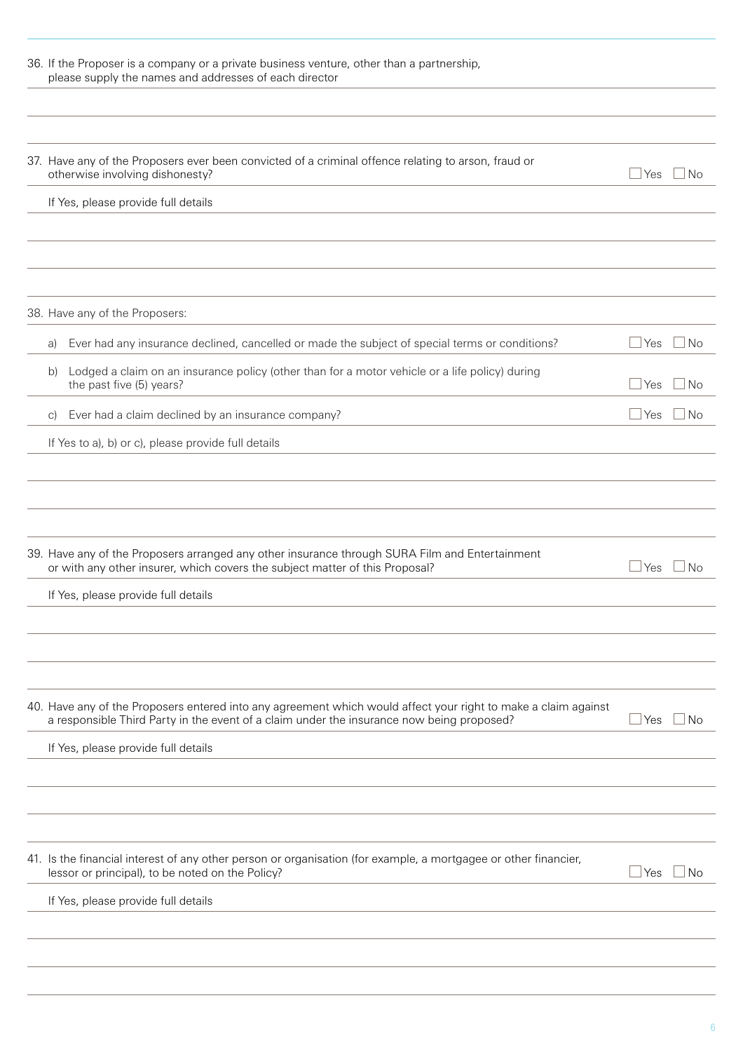36. If the Proposer is a company or a private business venture, other than a partnership, please supply the names and addresses of each director

37. Have any of the Proposers ever been convicted of a criminal offence relating to arson, fraud or otherwise involving dishonesty? ☐ Yes ☐ No

If Yes, please provide full details

38. Have any of the Proposers:

a) Ever had any insurance declined, cancelled or made the subject of special terms or conditions? ☐ Yes ☐ No

b) Lodged a claim on an insurance policy (other than for a motor vehicle or a life policy) during the past five (5) years? ☐ Yes ☐ No

c) Ever had a claim declined by an insurance company? ☐ Yes ☐ No

If Yes to a), b) or c), please provide full details

39. Have any of the Proposers arranged any other insurance through SURA Film and Entertainment or with any other insurer, which covers the subject matter of this Proposal? ☐ Yes ☐ No

If Yes, please provide full details

40. Have any of the Proposers entered into any agreement which would affect your right to make a claim against a responsible Third Party in the event of a claim under the insurance now being proposed? ☐ Yes ☐ No

If Yes, please provide full details

41. Is the financial interest of any other person or organisation (for example, a mortgagee or other financier, lessor or principal), to be noted on the Policy? ☐ Yes ☐ No

If Yes, please provide full details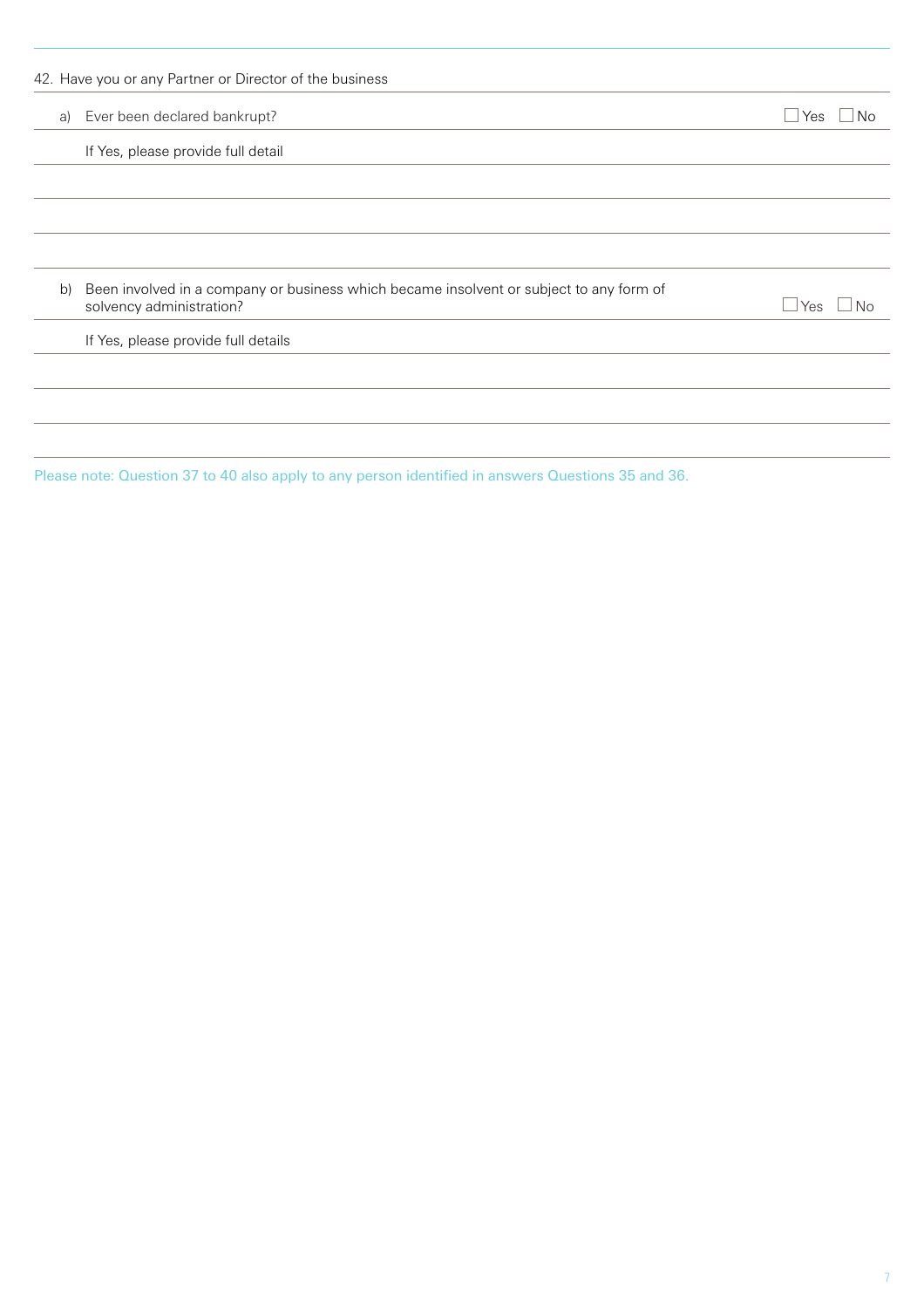42. Have you or any Partner or Director of the business

a) Ever been declared bankrupt? ☐ Yes ☐ No

If Yes, please provide full detail

b) Been involved in a company or business which became insolvent or subject to any form of solvency administration? ☐ Yes ☐ No

If Yes, please provide full details

Please note: Question 37 to 40 also apply to any person identified in answers Questions 35 and 36.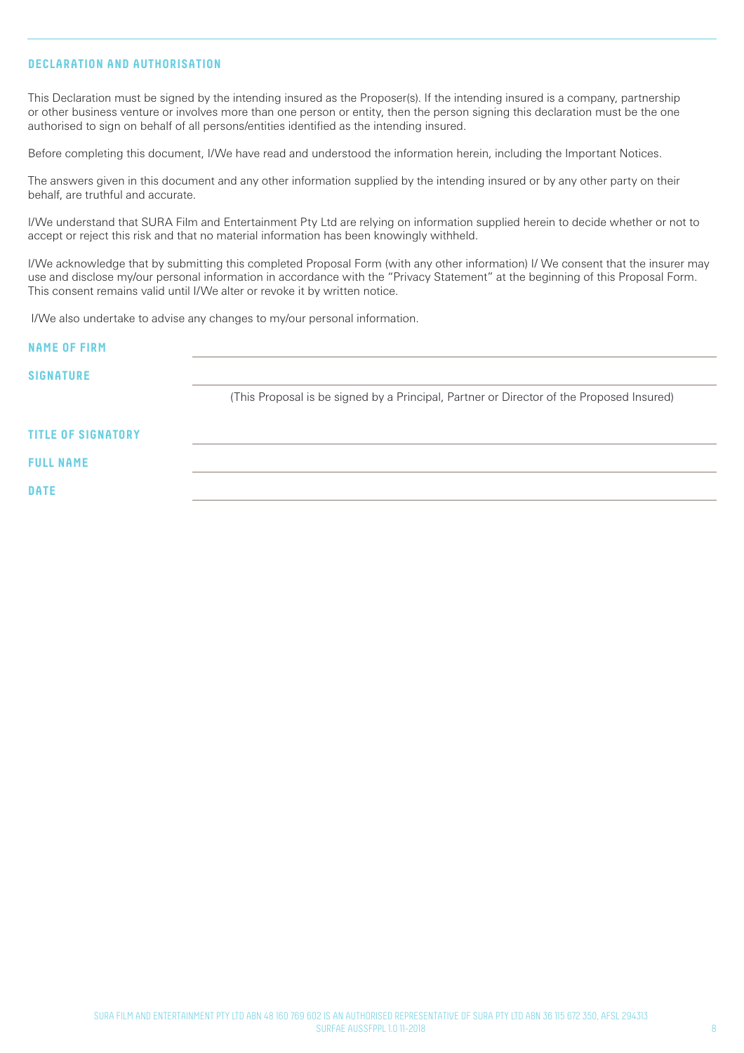## DECLARATION AND AUTHORISATION

This Declaration must be signed by the intending insured as the Proposer(s). If the intending insured is a company, partnership or other business venture or involves more than one person or entity, then the person signing this declaration must be the one authorised to sign on behalf of all persons/entities identified as the intending insured.

Before completing this document, I/We have read and understood the information herein, including the Important Notices.

The answers given in this document and any other information supplied by the intending insured or by any other party on their behalf, are truthful and accurate.

I/We understand that SURA Film and Entertainment Pty Ltd are relying on information supplied herein to decide whether or not to accept or reject this risk and that no material information has been knowingly withheld.

I/We acknowledge that by submitting this completed Proposal Form (with any other information) I/ We consent that the insurer may use and disclose my/our personal information in accordance with the "Privacy Statement" at the beginning of this Proposal Form. This consent remains valid until I/We alter or revoke it by written notice.

I/We also undertake to advise any changes to my/our personal information.

**NAME OF FIRM** ______________________________

**SIGNATURE** ______________________________

(This Proposal is be signed by a Principal, Partner or Director of the Proposed Insured)

**TITLE OF SIGNATORY** ______________________________

**FULL NAME** ______________________________

**DATE** ______________________________

SURA FILM AND ENTERTAINMENT PTY LTD ABN 48 160 769 602 IS AN AUTHORISED REPRESENTATIVE OF SURA PTY LTD ABN 36 115 672 350, AFSL 294313
SURFAE AUSSFPPL 1.0 11-2018